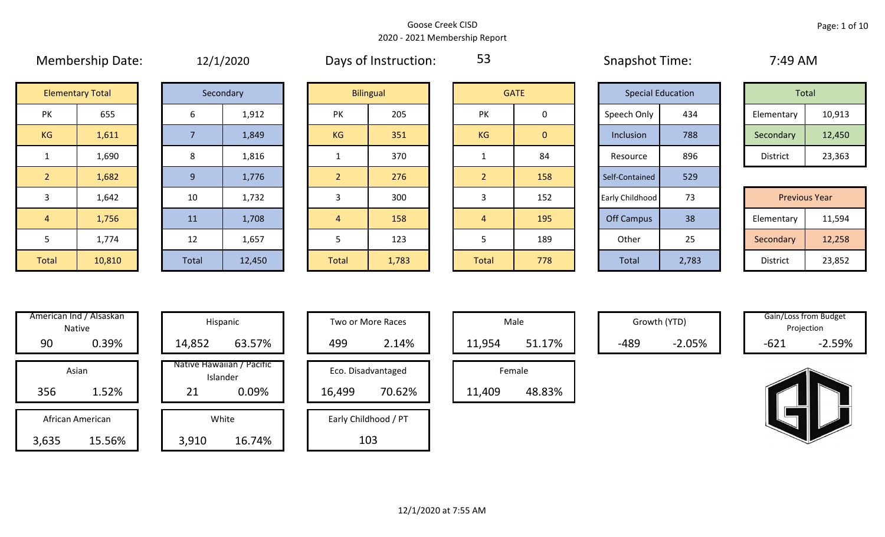# Goose Creek CISD

## 2020 - 2021 Membership Report

**Membership Date:** 12/1/2020

**Days of Instruction:** 53

**Snapshot Time:** 7:49 AM

| Elementary Total | |
|---|---|
| PK | 655 |
| KG | 1,611 |
| 1 | 1,690 |
| 2 | 1,682 |
| 3 | 1,642 |
| 4 | 1,756 |
| 5 | 1,774 |
| Total | 10,810 |

| Secondary | |
|---|---|
| 6 | 1,912 |
| 7 | 1,849 |
| 8 | 1,816 |
| 9 | 1,776 |
| 10 | 1,732 |
| 11 | 1,708 |
| 12 | 1,657 |
| Total | 12,450 |

| Bilingual | |
|---|---|
| PK | 205 |
| KG | 351 |
| 1 | 370 |
| 2 | 276 |
| 3 | 300 |
| 4 | 158 |
| 5 | 123 |
| Total | 1,783 |

| GATE | |
|---|---|
| PK | 0 |
| KG | 0 |
| 1 | 84 |
| 2 | 158 |
| 3 | 152 |
| 4 | 195 |
| 5 | 189 |
| Total | 778 |

| Special Education | |
|---|---|
| Speech Only | 434 |
| Inclusion | 788 |
| Resource | 896 |
| Self-Contained | 529 |
| Early Childhood | 73 |
| Off Campus | 38 |
| Other | 25 |
| Total | 2,783 |

| Total | |
|---|---|
| Elementary | 10,913 |
| Secondary | 12,450 |
| District | 23,363 |

| Previous Year | |
|---|---|
| Elementary | 11,594 |
| Secondary | 12,258 |
| District | 23,852 |

| Category | Count | Percent |
|---|---|---|
| American Ind / Alsaskan Native | 90 | 0.39% |
| Asian | 356 | 1.52% |
| African American | 3,635 | 15.56% |
| Hispanic | 14,852 | 63.57% |
| Native Hawaiian / Pacific Islander | 21 | 0.09% |
| White | 3,910 | 16.74% |
| Two or More Races | 499 | 2.14% |
| Eco. Disadvantaged | 16,499 | 70.62% |
| Early Childhood / PT | 103 | |
| Male | 11,954 | 51.17% |
| Female | 11,409 | 48.83% |
| Growth (YTD) | -489 | -2.05% |
| Gain/Loss from Budget Projection | -621 | -2.59% |

12/1/2020 at 7:55 AM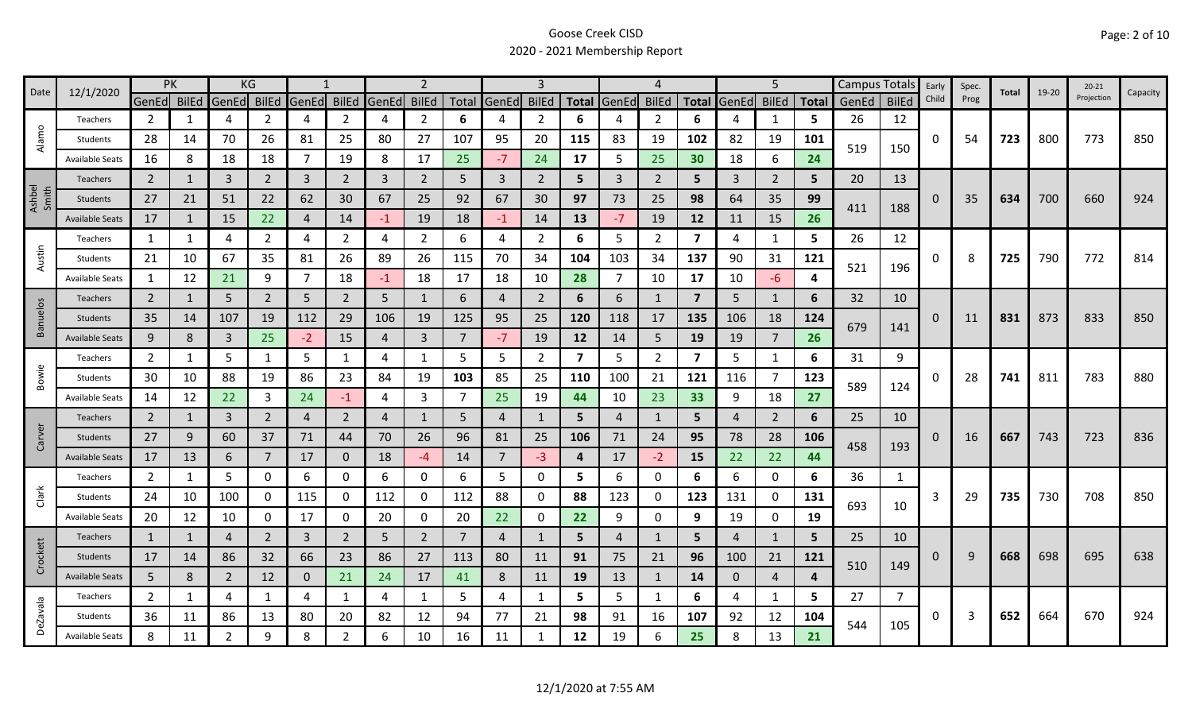# Goose Creek CISD

## 2020 - 2021 Membership Report

| Date | 12/1/2020 | PK | | KG | | 1 | | 2 | | | 3 | | | 4 | | | 5 | | | Campus Totals | | Early Child | Spec. Prog | Total | 19-20 | 20-21 Projection | Capacity |
|---|---|---|---|---|---|---|---|---|---|---|---|---|---|---|---|---|---|---|---|---|---|---|---|---|---|---|---|
| | | GenEd | BilEd | GenEd | BilEd | GenEd | BilEd | GenEd | BilEd | Total | GenEd | BilEd | Total | GenEd | BilEd | Total | GenEd | BilEd | Total | GenEd | BilEd | | | | | | |
| Alamo | Teachers | 2 | 1 | 4 | 2 | 4 | 2 | 4 | 2 | 6 | 4 | 2 | 6 | 4 | 2 | 6 | 4 | 1 | 5 | 26 | 12 | 0 | 54 | 723 | 800 | 773 | 850 |
| | Students | 28 | 14 | 70 | 26 | 81 | 25 | 80 | 27 | 107 | 95 | 20 | 115 | 83 | 19 | 102 | 82 | 19 | 101 | 519 | 150 | | | | | | |
| | Available Seats | 16 | 8 | 18 | 18 | 7 | 19 | 8 | 17 | 25 | -7 | 24 | 17 | 5 | 25 | 30 | 18 | 6 | 24 | | | | | | | | |
| Ashbel Smith | Teachers | 2 | 1 | 3 | 2 | 3 | 2 | 3 | 2 | 5 | 3 | 2 | 5 | 3 | 2 | 5 | 3 | 2 | 5 | 20 | 13 | 0 | 35 | 634 | 700 | 660 | 924 |
| | Students | 27 | 21 | 51 | 22 | 62 | 30 | 67 | 25 | 92 | 67 | 30 | 97 | 73 | 25 | 98 | 64 | 35 | 99 | 411 | 188 | | | | | | |
| | Available Seats | 17 | 1 | 15 | 22 | 4 | 14 | -1 | 19 | 18 | -1 | 14 | 13 | -7 | 19 | 12 | 11 | 15 | 26 | | | | | | | | |
| Austin | Teachers | 1 | 1 | 4 | 2 | 4 | 2 | 4 | 2 | 6 | 4 | 2 | 6 | 5 | 2 | 7 | 4 | 1 | 5 | 26 | 12 | 0 | 8 | 725 | 790 | 772 | 814 |
| | Students | 21 | 10 | 67 | 35 | 81 | 26 | 89 | 26 | 115 | 70 | 34 | 104 | 103 | 34 | 137 | 90 | 31 | 121 | 521 | 196 | | | | | | |
| | Available Seats | 1 | 12 | 21 | 9 | 7 | 18 | -1 | 18 | 17 | 18 | 10 | 28 | 7 | 10 | 17 | 10 | -6 | 4 | | | | | | | | |
| Banuelos | Teachers | 2 | 1 | 5 | 2 | 5 | 2 | 5 | 1 | 6 | 4 | 2 | 6 | 6 | 1 | 7 | 5 | 1 | 6 | 32 | 10 | 0 | 11 | 831 | 873 | 833 | 850 |
| | Students | 35 | 14 | 107 | 19 | 112 | 29 | 106 | 19 | 125 | 95 | 25 | 120 | 118 | 17 | 135 | 106 | 18 | 124 | 679 | 141 | | | | | | |
| | Available Seats | 9 | 8 | 3 | 25 | -2 | 15 | 4 | 3 | 7 | -7 | 19 | 12 | 14 | 5 | 19 | 19 | 7 | 26 | | | | | | | | |
| Bowie | Teachers | 2 | 1 | 5 | 1 | 5 | 1 | 4 | 1 | 5 | 5 | 2 | 7 | 5 | 2 | 7 | 5 | 1 | 6 | 31 | 9 | 0 | 28 | 741 | 811 | 783 | 880 |
| | Students | 30 | 10 | 88 | 19 | 86 | 23 | 84 | 19 | 103 | 85 | 25 | 110 | 100 | 21 | 121 | 116 | 7 | 123 | 589 | 124 | | | | | | |
| | Available Seats | 14 | 12 | 22 | 3 | 24 | -1 | 4 | 3 | 7 | 25 | 19 | 44 | 10 | 23 | 33 | 9 | 18 | 27 | | | | | | | | |
| Carver | Teachers | 2 | 1 | 3 | 2 | 4 | 2 | 4 | 1 | 5 | 4 | 1 | 5 | 4 | 1 | 5 | 4 | 2 | 6 | 25 | 10 | 0 | 16 | 667 | 743 | 723 | 836 |
| | Students | 27 | 9 | 60 | 37 | 71 | 44 | 70 | 26 | 96 | 81 | 25 | 106 | 71 | 24 | 95 | 78 | 28 | 106 | 458 | 193 | | | | | | |
| | Available Seats | 17 | 13 | 6 | 7 | 17 | 0 | 18 | -4 | 14 | 7 | -3 | 4 | 17 | -2 | 15 | 22 | 22 | 44 | | | | | | | | |
| Clark | Teachers | 2 | 1 | 5 | 0 | 6 | 0 | 6 | 0 | 6 | 5 | 0 | 5 | 6 | 0 | 6 | 6 | 0 | 6 | 36 | 1 | 3 | 29 | 735 | 730 | 708 | 850 |
| | Students | 24 | 10 | 100 | 0 | 115 | 0 | 112 | 0 | 112 | 88 | 0 | 88 | 123 | 0 | 123 | 131 | 0 | 131 | 693 | 10 | | | | | | |
| | Available Seats | 20 | 12 | 10 | 0 | 17 | 0 | 20 | 0 | 20 | 22 | 0 | 22 | 9 | 0 | 9 | 19 | 0 | 19 | | | | | | | | |
| Crockett | Teachers | 1 | 1 | 4 | 2 | 3 | 2 | 5 | 2 | 7 | 4 | 1 | 5 | 4 | 1 | 5 | 4 | 1 | 5 | 25 | 10 | 0 | 9 | 668 | 698 | 695 | 638 |
| | Students | 17 | 14 | 86 | 32 | 66 | 23 | 86 | 27 | 113 | 80 | 11 | 91 | 75 | 21 | 96 | 100 | 21 | 121 | 510 | 149 | | | | | | |
| | Available Seats | 5 | 8 | 2 | 12 | 0 | 21 | 24 | 17 | 41 | 8 | 11 | 19 | 13 | 1 | 14 | 0 | 4 | 4 | | | | | | | | |
| DeZavala | Teachers | 2 | 1 | 4 | 1 | 4 | 1 | 4 | 1 | 5 | 4 | 1 | 5 | 5 | 1 | 6 | 4 | 1 | 5 | 27 | 7 | 0 | 3 | 652 | 664 | 670 | 924 |
| | Students | 36 | 11 | 86 | 13 | 80 | 20 | 82 | 12 | 94 | 77 | 21 | 98 | 91 | 16 | 107 | 92 | 12 | 104 | 544 | 105 | | | | | | |
| | Available Seats | 8 | 11 | 2 | 9 | 8 | 2 | 6 | 10 | 16 | 11 | 1 | 12 | 19 | 6 | 25 | 8 | 13 | 21 | | | | | | | | |

12/1/2020 at 7:55 AM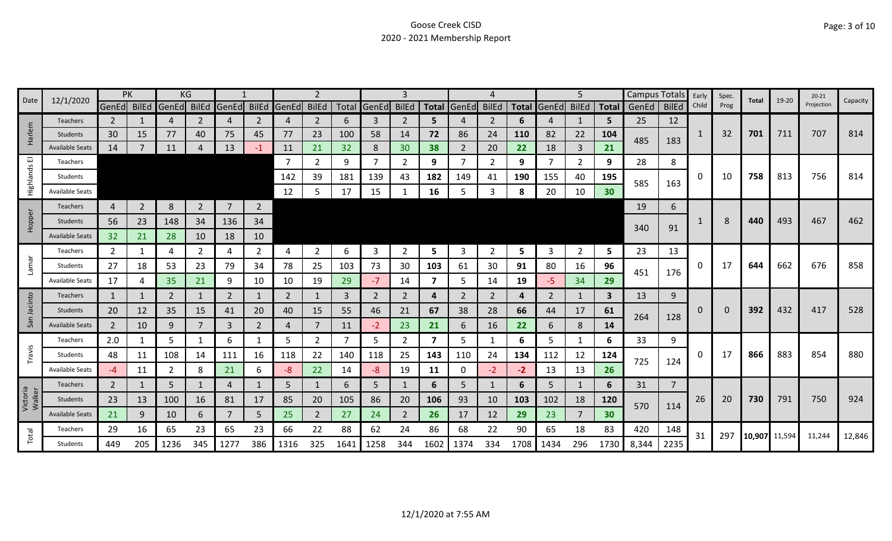# Goose Creek CISD

## 2020 - 2021 Membership Report

| Date | 12/1/2020 | PK | | KG | | 1 | | 2 | | | 3 | | | 4 | | | 5 | | | Campus Totals | | Early Child | Spec. Prog | Total | 19-20 | 20-21 Projection | Capacity |
|---|---|---|---|---|---|---|---|---|---|---|---|---|---|---|---|---|---|---|---|---|---|---|---|---|---|---|---|
| | | GenEd | BilEd | GenEd | BilEd | GenEd | BilEd | GenEd | BilEd | Total | GenEd | BilEd | Total | GenEd | BilEd | Total | GenEd | BilEd | Total | GenEd | BilEd | | | | | | |
| Harlem | Teachers | 2 | 1 | 4 | 2 | 4 | 2 | 4 | 2 | 6 | 3 | 2 | **5** | 4 | 2 | **6** | 4 | 1 | **5** | 25 | 12 | 1 | 32 | **701** | 711 | 707 | 814 |
| | Students | 30 | 15 | 77 | 40 | 75 | 45 | 77 | 23 | 100 | 58 | 14 | **72** | 86 | 24 | **110** | 82 | 22 | **104** | 485 | 183 | | | | | | |
| | Available Seats | 14 | 7 | 11 | 4 | 13 | -1 | 11 | 21 | 32 | 8 | 30 | **38** | 2 | 20 | **22** | 18 | 3 | **21** | | | | | | | | |
| Highlands El | Teachers | | | | | | | 7 | 2 | 9 | 7 | 2 | **9** | 7 | 2 | **9** | 7 | 2 | **9** | 28 | 8 | 0 | 10 | **758** | 813 | 756 | 814 |
| | Students | | | | | | | 142 | 39 | 181 | 139 | 43 | **182** | 149 | 41 | **190** | 155 | 40 | **195** | 585 | 163 | | | | | | |
| | Available Seats | | | | | | | 12 | 5 | 17 | 15 | 1 | **16** | 5 | 3 | **8** | 20 | 10 | **30** | | | | | | | | |
| Hopper | Teachers | 4 | 2 | 8 | 2 | 7 | 2 | | | | | | | | | | | | | 19 | 6 | 1 | 8 | **440** | 493 | 467 | 462 |
| | Students | 56 | 23 | 148 | 34 | 136 | 34 | | | | | | | | | | | | | 340 | 91 | | | | | | |
| | Available Seats | 32 | 21 | 28 | 10 | 18 | 10 | | | | | | | | | | | | | | | | | | | | |
| Lamar | Teachers | 2 | 1 | 4 | 2 | 4 | 2 | 4 | 2 | 6 | 3 | 2 | **5** | 3 | 2 | **5** | 3 | 2 | **5** | 23 | 13 | 0 | 17 | **644** | 662 | 676 | 858 |
| | Students | 27 | 18 | 53 | 23 | 79 | 34 | 78 | 25 | 103 | 73 | 30 | **103** | 61 | 30 | **91** | 80 | 16 | **96** | 451 | 176 | | | | | | |
| | Available Seats | 17 | 4 | 35 | 21 | 9 | 10 | 10 | 19 | 29 | -7 | 14 | **7** | 5 | 14 | **19** | -5 | 34 | **29** | | | | | | | | |
| San Jacinto | Teachers | 1 | 1 | 2 | 1 | 2 | 1 | 2 | 1 | 3 | 2 | 2 | **4** | 2 | 2 | **4** | 2 | 1 | **3** | 13 | 9 | 0 | 0 | **392** | 432 | 417 | 528 |
| | Students | 20 | 12 | 35 | 15 | 41 | 20 | 40 | 15 | 55 | 46 | 21 | **67** | 38 | 28 | **66** | 44 | 17 | **61** | 264 | 128 | | | | | | |
| | Available Seats | 2 | 10 | 9 | 7 | 3 | 2 | 4 | 7 | 11 | -2 | 23 | **21** | 6 | 16 | **22** | 6 | 8 | **14** | | | | | | | | |
| Travis | Teachers | 2.0 | 1 | 5 | 1 | 6 | 1 | 5 | 2 | 7 | 5 | 2 | **7** | 5 | 1 | **6** | 5 | 1 | **6** | 33 | 9 | 0 | 17 | **866** | 883 | 854 | 880 |
| | Students | 48 | 11 | 108 | 14 | 111 | 16 | 118 | 22 | 140 | 118 | 25 | **143** | 110 | 24 | **134** | 112 | 12 | **124** | 725 | 124 | | | | | | |
| | Available Seats | -4 | 11 | 2 | 8 | 21 | 6 | -8 | 22 | 14 | -8 | 19 | **11** | 0 | -2 | **-2** | 13 | 13 | **26** | | | | | | | | |
| Victoria Walker | Teachers | 2 | 1 | 5 | 1 | 4 | 1 | 5 | 1 | 6 | 5 | 1 | **6** | 5 | 1 | **6** | 5 | 1 | **6** | 31 | 7 | 26 | 20 | **730** | 791 | 750 | 924 |
| | Students | 23 | 13 | 100 | 16 | 81 | 17 | 85 | 20 | 105 | 86 | 20 | **106** | 93 | 10 | **103** | 102 | 18 | **120** | 570 | 114 | | | | | | |
| | Available Seats | 21 | 9 | 10 | 6 | 7 | 5 | 25 | 2 | 27 | 24 | 2 | **26** | 17 | 12 | **29** | 23 | 7 | **30** | | | | | | | | |
| Total | Teachers | 29 | 16 | 65 | 23 | 65 | 23 | 66 | 22 | 88 | 62 | 24 | 86 | 68 | 22 | 90 | 65 | 18 | 83 | 420 | 148 | 31 | 297 | **10,907** | 11,594 | 11,244 | 12,846 |
| | Students | 449 | 205 | 1236 | 345 | 1277 | 386 | 1316 | 325 | 1641 | 1258 | 344 | 1602 | 1374 | 334 | 1708 | 1434 | 296 | 1730 | 8,344 | 2235 | | | | | | |

12/1/2020 at 7:55 AM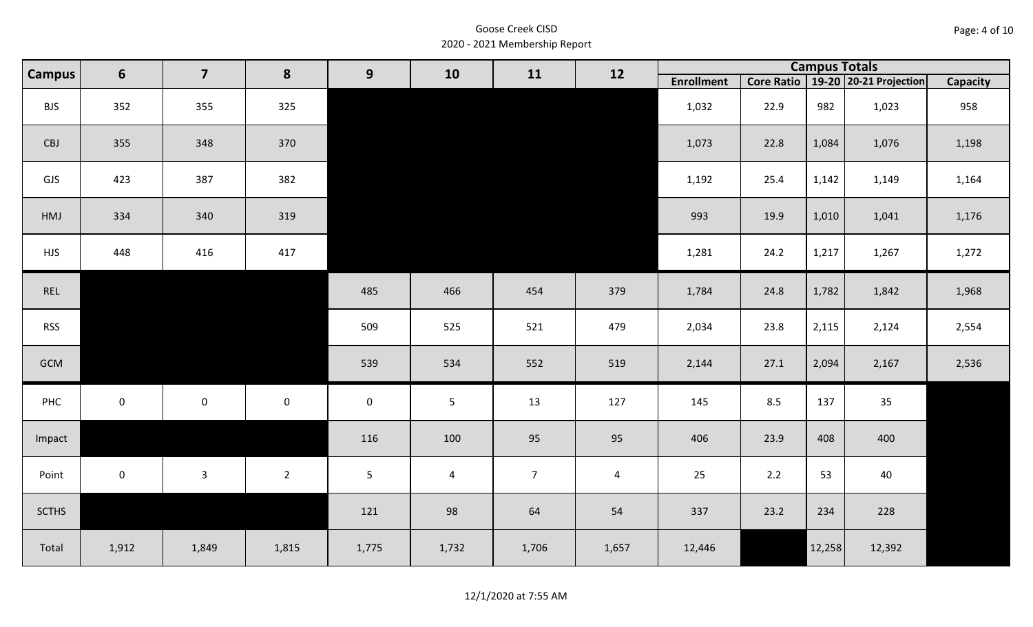Goose Creek CISD
2020 - 2021 Membership Report

| Campus | 6 | 7 | 8 | 9 | 10 | 11 | 12 | Campus Totals | | | | |
|---|---|---|---|---|---|---|---|---|---|---|---|---|
| | | | | | | | | Enrollment | Core Ratio | 19-20 | 20-21 Projection | Capacity |
| BJS | 352 | 355 | 325 | | | | | 1,032 | 22.9 | 982 | 1,023 | 958 |
| CBJ | 355 | 348 | 370 | | | | | 1,073 | 22.8 | 1,084 | 1,076 | 1,198 |
| GJS | 423 | 387 | 382 | | | | | 1,192 | 25.4 | 1,142 | 1,149 | 1,164 |
| HMJ | 334 | 340 | 319 | | | | | 993 | 19.9 | 1,010 | 1,041 | 1,176 |
| HJS | 448 | 416 | 417 | | | | | 1,281 | 24.2 | 1,217 | 1,267 | 1,272 |
| REL | | | | 485 | 466 | 454 | 379 | 1,784 | 24.8 | 1,782 | 1,842 | 1,968 |
| RSS | | | | 509 | 525 | 521 | 479 | 2,034 | 23.8 | 2,115 | 2,124 | 2,554 |
| GCM | | | | 539 | 534 | 552 | 519 | 2,144 | 27.1 | 2,094 | 2,167 | 2,536 |
| PHC | 0 | 0 | 0 | 0 | 5 | 13 | 127 | 145 | 8.5 | 137 | 35 | |
| Impact | | | | 116 | 100 | 95 | 95 | 406 | 23.9 | 408 | 400 | |
| Point | 0 | 3 | 2 | 5 | 4 | 7 | 4 | 25 | 2.2 | 53 | 40 | |
| SCTHS | | | | 121 | 98 | 64 | 54 | 337 | 23.2 | 234 | 228 | |
| Total | 1,912 | 1,849 | 1,815 | 1,775 | 1,732 | 1,706 | 1,657 | 12,446 | | 12,258 | 12,392 | |

12/1/2020 at 7:55 AM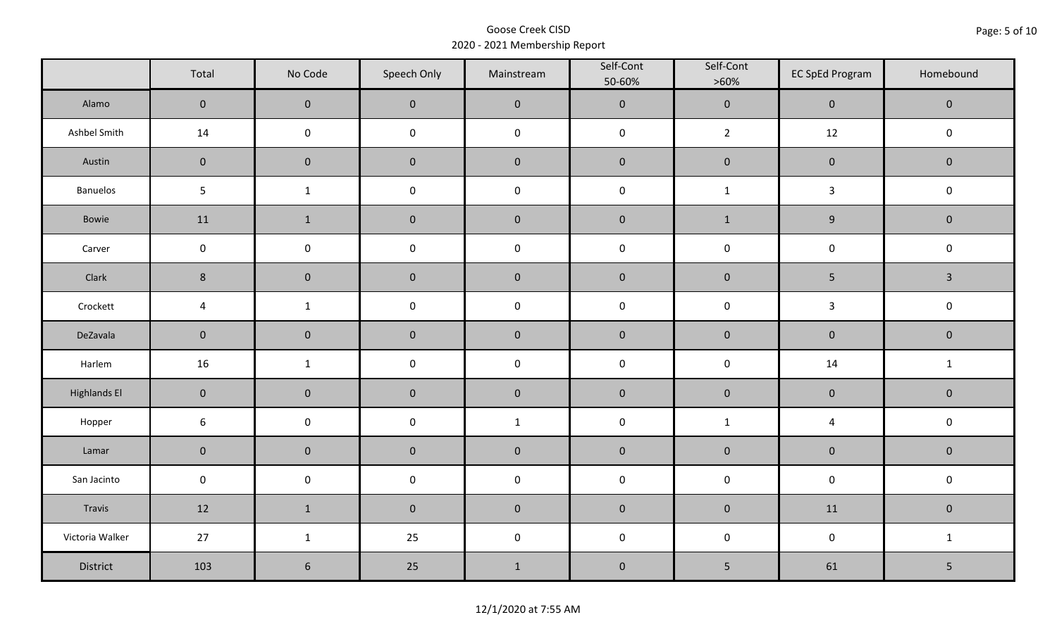Goose Creek CISD
2020 - 2021 Membership Report

| | Total | No Code | Speech Only | Mainstream | Self-Cont 50-60% | Self-Cont >60% | EC SpEd Program | Homebound |
|---|---|---|---|---|---|---|---|---|
| Alamo | 0 | 0 | 0 | 0 | 0 | 0 | 0 | 0 |
| Ashbel Smith | 14 | 0 | 0 | 0 | 0 | 2 | 12 | 0 |
| Austin | 0 | 0 | 0 | 0 | 0 | 0 | 0 | 0 |
| Banuelos | 5 | 1 | 0 | 0 | 0 | 1 | 3 | 0 |
| Bowie | 11 | 1 | 0 | 0 | 0 | 1 | 9 | 0 |
| Carver | 0 | 0 | 0 | 0 | 0 | 0 | 0 | 0 |
| Clark | 8 | 0 | 0 | 0 | 0 | 0 | 5 | 3 |
| Crockett | 4 | 1 | 0 | 0 | 0 | 0 | 3 | 0 |
| DeZavala | 0 | 0 | 0 | 0 | 0 | 0 | 0 | 0 |
| Harlem | 16 | 1 | 0 | 0 | 0 | 0 | 14 | 1 |
| Highlands El | 0 | 0 | 0 | 0 | 0 | 0 | 0 | 0 |
| Hopper | 6 | 0 | 0 | 1 | 0 | 1 | 4 | 0 |
| Lamar | 0 | 0 | 0 | 0 | 0 | 0 | 0 | 0 |
| San Jacinto | 0 | 0 | 0 | 0 | 0 | 0 | 0 | 0 |
| Travis | 12 | 1 | 0 | 0 | 0 | 0 | 11 | 0 |
| Victoria Walker | 27 | 1 | 25 | 0 | 0 | 0 | 0 | 1 |
| District | 103 | 6 | 25 | 1 | 0 | 5 | 61 | 5 |

12/1/2020 at 7:55 AM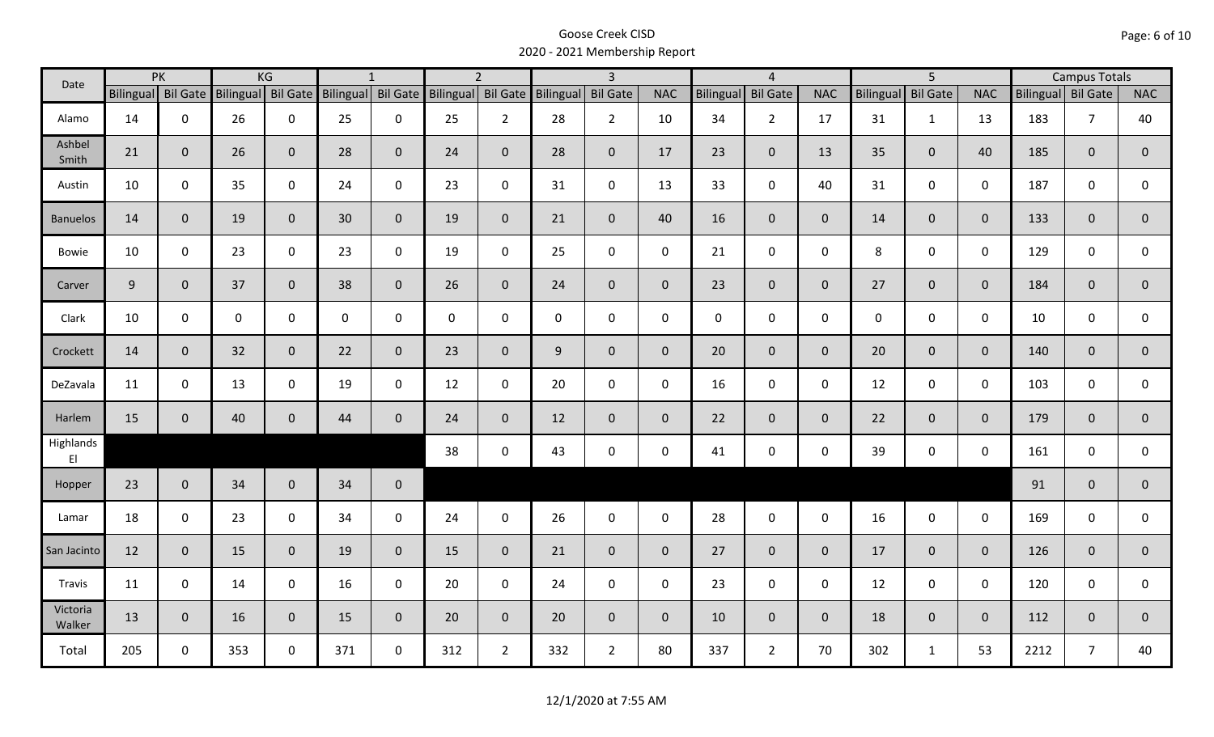# Goose Creek CISD
## 2020 - 2021 Membership Report

| Date | PK | | KG | | 1 | | 2 | | 3 | | | 4 | | | 5 | | | Campus Totals | | |
|---|---|---|---|---|---|---|---|---|---|---|---|---|---|---|---|---|---|---|---|---|
| | Bilingual | Bil Gate | Bilingual | Bil Gate | Bilingual | Bil Gate | Bilingual | Bil Gate | Bilingual | Bil Gate | NAC | Bilingual | Bil Gate | NAC | Bilingual | Bil Gate | NAC | Bilingual | Bil Gate | NAC |
| Alamo | 14 | 0 | 26 | 0 | 25 | 0 | 25 | 2 | 28 | 2 | 10 | 34 | 2 | 17 | 31 | 1 | 13 | 183 | 7 | 40 |
| Ashbel Smith | 21 | 0 | 26 | 0 | 28 | 0 | 24 | 0 | 28 | 0 | 17 | 23 | 0 | 13 | 35 | 0 | 40 | 185 | 0 | 0 |
| Austin | 10 | 0 | 35 | 0 | 24 | 0 | 23 | 0 | 31 | 0 | 13 | 33 | 0 | 40 | 31 | 0 | 0 | 187 | 0 | 0 |
| Banuelos | 14 | 0 | 19 | 0 | 30 | 0 | 19 | 0 | 21 | 0 | 40 | 16 | 0 | 0 | 14 | 0 | 0 | 133 | 0 | 0 |
| Bowie | 10 | 0 | 23 | 0 | 23 | 0 | 19 | 0 | 25 | 0 | 0 | 21 | 0 | 0 | 8 | 0 | 0 | 129 | 0 | 0 |
| Carver | 9 | 0 | 37 | 0 | 38 | 0 | 26 | 0 | 24 | 0 | 0 | 23 | 0 | 0 | 27 | 0 | 0 | 184 | 0 | 0 |
| Clark | 10 | 0 | 0 | 0 | 0 | 0 | 0 | 0 | 0 | 0 | 0 | 0 | 0 | 0 | 0 | 0 | 0 | 10 | 0 | 0 |
| Crockett | 14 | 0 | 32 | 0 | 22 | 0 | 23 | 0 | 9 | 0 | 0 | 20 | 0 | 0 | 20 | 0 | 0 | 140 | 0 | 0 |
| DeZavala | 11 | 0 | 13 | 0 | 19 | 0 | 12 | 0 | 20 | 0 | 0 | 16 | 0 | 0 | 12 | 0 | 0 | 103 | 0 | 0 |
| Harlem | 15 | 0 | 40 | 0 | 44 | 0 | 24 | 0 | 12 | 0 | 0 | 22 | 0 | 0 | 22 | 0 | 0 | 179 | 0 | 0 |
| Highlands El | | | | | | | 38 | 0 | 43 | 0 | 0 | 41 | 0 | 0 | 39 | 0 | 0 | 161 | 0 | 0 |
| Hopper | 23 | 0 | 34 | 0 | 34 | 0 | | | | | | | | | | | | 91 | 0 | 0 |
| Lamar | 18 | 0 | 23 | 0 | 34 | 0 | 24 | 0 | 26 | 0 | 0 | 28 | 0 | 0 | 16 | 0 | 0 | 169 | 0 | 0 |
| San Jacinto | 12 | 0 | 15 | 0 | 19 | 0 | 15 | 0 | 21 | 0 | 0 | 27 | 0 | 0 | 17 | 0 | 0 | 126 | 0 | 0 |
| Travis | 11 | 0 | 14 | 0 | 16 | 0 | 20 | 0 | 24 | 0 | 0 | 23 | 0 | 0 | 12 | 0 | 0 | 120 | 0 | 0 |
| Victoria Walker | 13 | 0 | 16 | 0 | 15 | 0 | 20 | 0 | 20 | 0 | 0 | 10 | 0 | 0 | 18 | 0 | 0 | 112 | 0 | 0 |
| Total | 205 | 0 | 353 | 0 | 371 | 0 | 312 | 2 | 332 | 2 | 80 | 337 | 2 | 70 | 302 | 1 | 53 | 2212 | 7 | 40 |

12/1/2020 at 7:55 AM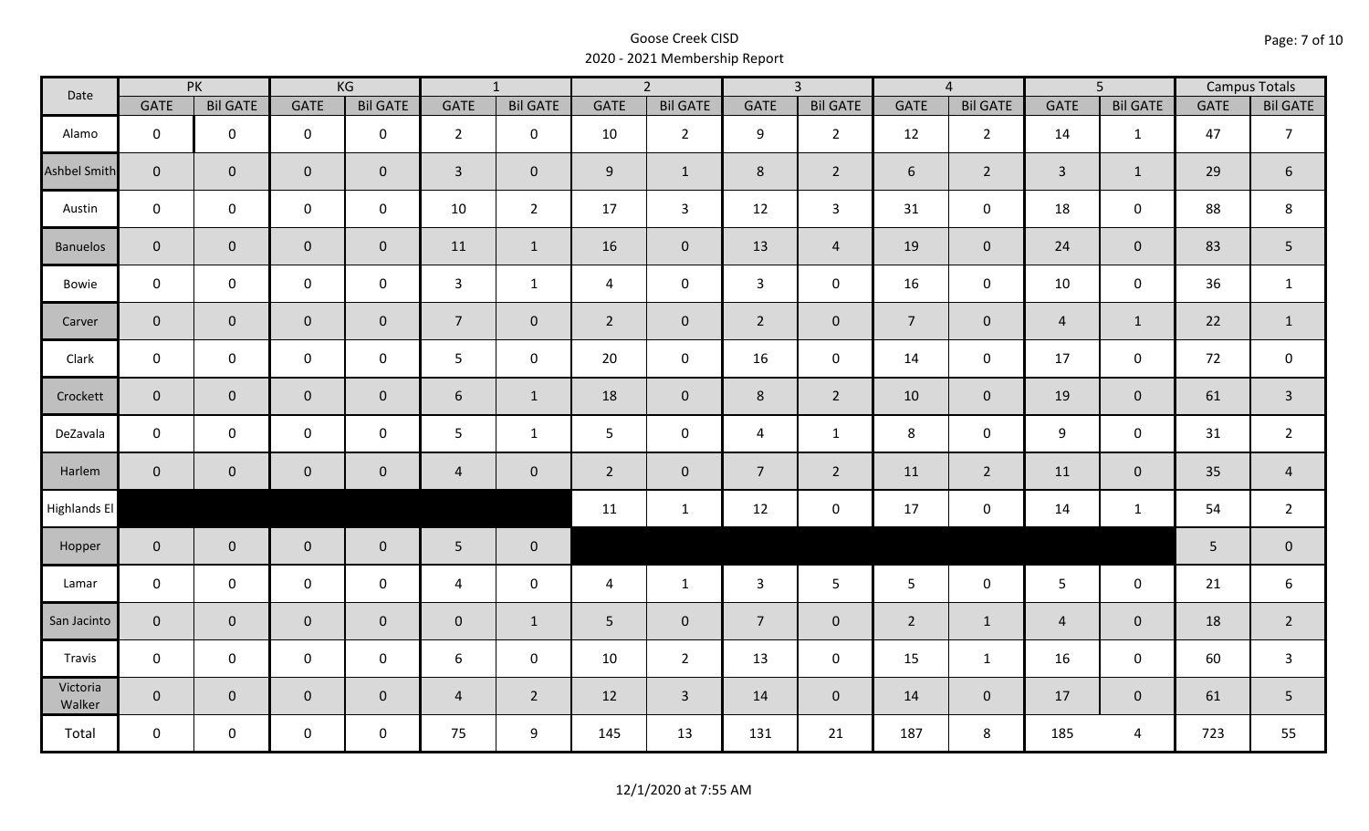# Goose Creek CISD
## 2020 - 2021 Membership Report

| Date | PK | | KG | | 1 | | 2 | | 3 | | 4 | | 5 | | Campus Totals | |
|---|---|---|---|---|---|---|---|---|---|---|---|---|---|---|---|---|
| | GATE | Bil GATE | GATE | Bil GATE | GATE | Bil GATE | GATE | Bil GATE | GATE | Bil GATE | GATE | Bil GATE | GATE | Bil GATE | GATE | Bil GATE |
| Alamo | 0 | 0 | 0 | 0 | 2 | 0 | 10 | 2 | 9 | 2 | 12 | 2 | 14 | 1 | 47 | 7 |
| Ashbel Smith | 0 | 0 | 0 | 0 | 3 | 0 | 9 | 1 | 8 | 2 | 6 | 2 | 3 | 1 | 29 | 6 |
| Austin | 0 | 0 | 0 | 0 | 10 | 2 | 17 | 3 | 12 | 3 | 31 | 0 | 18 | 0 | 88 | 8 |
| Banuelos | 0 | 0 | 0 | 0 | 11 | 1 | 16 | 0 | 13 | 4 | 19 | 0 | 24 | 0 | 83 | 5 |
| Bowie | 0 | 0 | 0 | 0 | 3 | 1 | 4 | 0 | 3 | 0 | 16 | 0 | 10 | 0 | 36 | 1 |
| Carver | 0 | 0 | 0 | 0 | 7 | 0 | 2 | 0 | 2 | 0 | 7 | 0 | 4 | 1 | 22 | 1 |
| Clark | 0 | 0 | 0 | 0 | 5 | 0 | 20 | 0 | 16 | 0 | 14 | 0 | 17 | 0 | 72 | 0 |
| Crockett | 0 | 0 | 0 | 0 | 6 | 1 | 18 | 0 | 8 | 2 | 10 | 0 | 19 | 0 | 61 | 3 |
| DeZavala | 0 | 0 | 0 | 0 | 5 | 1 | 5 | 0 | 4 | 1 | 8 | 0 | 9 | 0 | 31 | 2 |
| Harlem | 0 | 0 | 0 | 0 | 4 | 0 | 2 | 0 | 7 | 2 | 11 | 2 | 11 | 0 | 35 | 4 |
| Highlands El | | | | | | | 11 | 1 | 12 | 0 | 17 | 0 | 14 | 1 | 54 | 2 |
| Hopper | 0 | 0 | 0 | 0 | 5 | 0 | | | | | | | | | 5 | 0 |
| Lamar | 0 | 0 | 0 | 0 | 4 | 0 | 4 | 1 | 3 | 5 | 5 | 0 | 5 | 0 | 21 | 6 |
| San Jacinto | 0 | 0 | 0 | 0 | 0 | 1 | 5 | 0 | 7 | 0 | 2 | 1 | 4 | 0 | 18 | 2 |
| Travis | 0 | 0 | 0 | 0 | 6 | 0 | 10 | 2 | 13 | 0 | 15 | 1 | 16 | 0 | 60 | 3 |
| Victoria Walker | 0 | 0 | 0 | 0 | 4 | 2 | 12 | 3 | 14 | 0 | 14 | 0 | 17 | 0 | 61 | 5 |
| Total | 0 | 0 | 0 | 0 | 75 | 9 | 145 | 13 | 131 | 21 | 187 | 8 | 185 | 4 | 723 | 55 |

12/1/2020 at 7:55 AM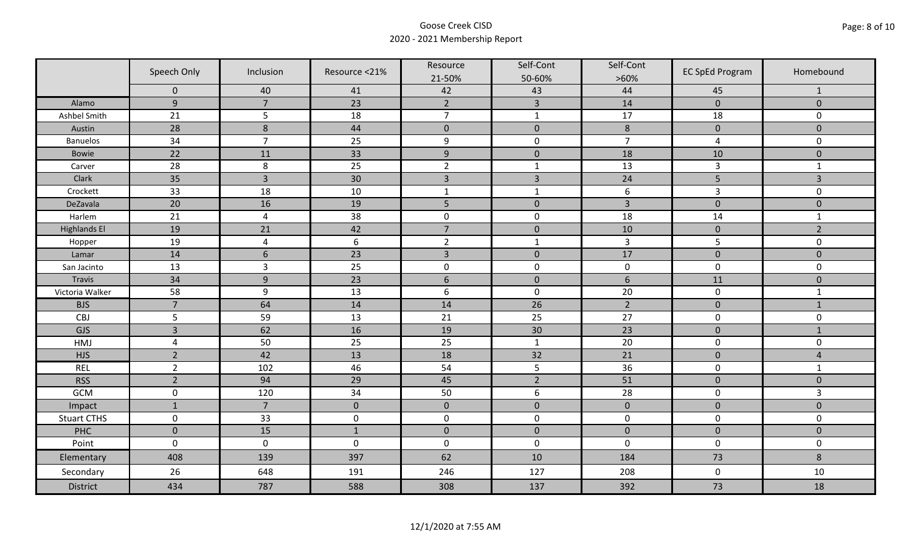# Goose Creek CISD

## 2020 - 2021 Membership Report

| | Speech Only | Inclusion | Resource <21% | Resource 21-50% | Self-Cont 50-60% | Self-Cont >60% | EC SpEd Program | Homebound |
|---|---|---|---|---|---|---|---|---|
| | 0 | 40 | 41 | 42 | 43 | 44 | 45 | 1 |
| Alamo | 9 | 7 | 23 | 2 | 3 | 14 | 0 | 0 |
| Ashbel Smith | 21 | 5 | 18 | 7 | 1 | 17 | 18 | 0 |
| Austin | 28 | 8 | 44 | 0 | 0 | 8 | 0 | 0 |
| Banuelos | 34 | 7 | 25 | 9 | 0 | 7 | 4 | 0 |
| Bowie | 22 | 11 | 33 | 9 | 0 | 18 | 10 | 0 |
| Carver | 28 | 8 | 25 | 2 | 1 | 13 | 3 | 1 |
| Clark | 35 | 3 | 30 | 3 | 3 | 24 | 5 | 3 |
| Crockett | 33 | 18 | 10 | 1 | 1 | 6 | 3 | 0 |
| DeZavala | 20 | 16 | 19 | 5 | 0 | 3 | 0 | 0 |
| Harlem | 21 | 4 | 38 | 0 | 0 | 18 | 14 | 1 |
| Highlands El | 19 | 21 | 42 | 7 | 0 | 10 | 0 | 2 |
| Hopper | 19 | 4 | 6 | 2 | 1 | 3 | 5 | 0 |
| Lamar | 14 | 6 | 23 | 3 | 0 | 17 | 0 | 0 |
| San Jacinto | 13 | 3 | 25 | 0 | 0 | 0 | 0 | 0 |
| Travis | 34 | 9 | 23 | 6 | 0 | 6 | 11 | 0 |
| Victoria Walker | 58 | 9 | 13 | 6 | 0 | 20 | 0 | 1 |
| BJS | 7 | 64 | 14 | 14 | 26 | 2 | 0 | 1 |
| CBJ | 5 | 59 | 13 | 21 | 25 | 27 | 0 | 0 |
| GJS | 3 | 62 | 16 | 19 | 30 | 23 | 0 | 1 |
| HMJ | 4 | 50 | 25 | 25 | 1 | 20 | 0 | 0 |
| HJS | 2 | 42 | 13 | 18 | 32 | 21 | 0 | 4 |
| REL | 2 | 102 | 46 | 54 | 5 | 36 | 0 | 1 |
| RSS | 2 | 94 | 29 | 45 | 2 | 51 | 0 | 0 |
| GCM | 0 | 120 | 34 | 50 | 6 | 28 | 0 | 3 |
| Impact | 1 | 7 | 0 | 0 | 0 | 0 | 0 | 0 |
| Stuart CTHS | 0 | 33 | 0 | 0 | 0 | 0 | 0 | 0 |
| PHC | 0 | 15 | 1 | 0 | 0 | 0 | 0 | 0 |
| Point | 0 | 0 | 0 | 0 | 0 | 0 | 0 | 0 |
| Elementary | 408 | 139 | 397 | 62 | 10 | 184 | 73 | 8 |
| Secondary | 26 | 648 | 191 | 246 | 127 | 208 | 0 | 10 |
| District | 434 | 787 | 588 | 308 | 137 | 392 | 73 | 18 |

12/1/2020 at 7:55 AM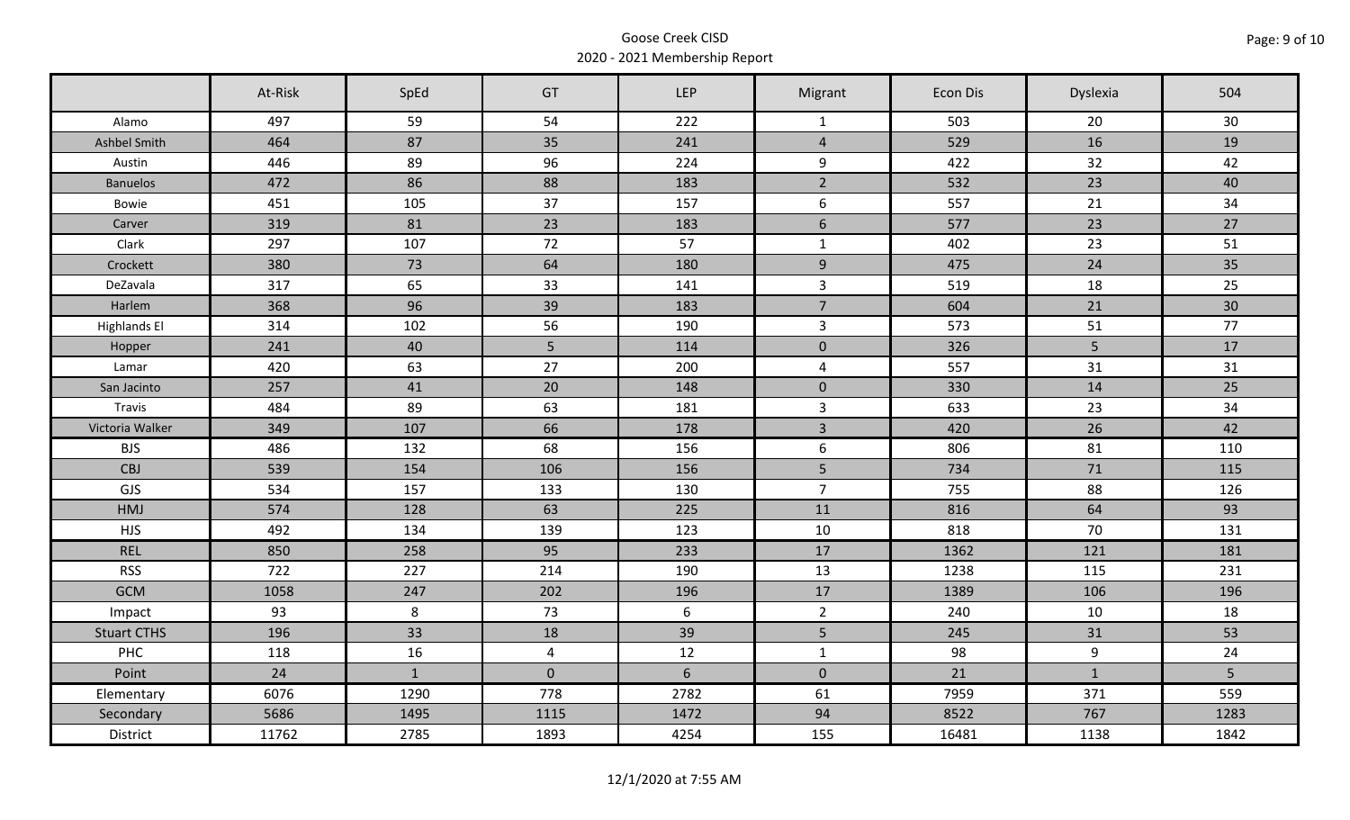Goose Creek CISD
2020 - 2021 Membership Report

| | At-Risk | SpEd | GT | LEP | Migrant | Econ Dis | Dyslexia | 504 |
|---|---|---|---|---|---|---|---|---|
| Alamo | 497 | 59 | 54 | 222 | 1 | 503 | 20 | 30 |
| Ashbel Smith | 464 | 87 | 35 | 241 | 4 | 529 | 16 | 19 |
| Austin | 446 | 89 | 96 | 224 | 9 | 422 | 32 | 42 |
| Banuelos | 472 | 86 | 88 | 183 | 2 | 532 | 23 | 40 |
| Bowie | 451 | 105 | 37 | 157 | 6 | 557 | 21 | 34 |
| Carver | 319 | 81 | 23 | 183 | 6 | 577 | 23 | 27 |
| Clark | 297 | 107 | 72 | 57 | 1 | 402 | 23 | 51 |
| Crockett | 380 | 73 | 64 | 180 | 9 | 475 | 24 | 35 |
| DeZavala | 317 | 65 | 33 | 141 | 3 | 519 | 18 | 25 |
| Harlem | 368 | 96 | 39 | 183 | 7 | 604 | 21 | 30 |
| Highlands El | 314 | 102 | 56 | 190 | 3 | 573 | 51 | 77 |
| Hopper | 241 | 40 | 5 | 114 | 0 | 326 | 5 | 17 |
| Lamar | 420 | 63 | 27 | 200 | 4 | 557 | 31 | 31 |
| San Jacinto | 257 | 41 | 20 | 148 | 0 | 330 | 14 | 25 |
| Travis | 484 | 89 | 63 | 181 | 3 | 633 | 23 | 34 |
| Victoria Walker | 349 | 107 | 66 | 178 | 3 | 420 | 26 | 42 |
| BJS | 486 | 132 | 68 | 156 | 6 | 806 | 81 | 110 |
| CBJ | 539 | 154 | 106 | 156 | 5 | 734 | 71 | 115 |
| GJS | 534 | 157 | 133 | 130 | 7 | 755 | 88 | 126 |
| HMJ | 574 | 128 | 63 | 225 | 11 | 816 | 64 | 93 |
| HJS | 492 | 134 | 139 | 123 | 10 | 818 | 70 | 131 |
| REL | 850 | 258 | 95 | 233 | 17 | 1362 | 121 | 181 |
| RSS | 722 | 227 | 214 | 190 | 13 | 1238 | 115 | 231 |
| GCM | 1058 | 247 | 202 | 196 | 17 | 1389 | 106 | 196 |
| Impact | 93 | 8 | 73 | 6 | 2 | 240 | 10 | 18 |
| Stuart CTHS | 196 | 33 | 18 | 39 | 5 | 245 | 31 | 53 |
| PHC | 118 | 16 | 4 | 12 | 1 | 98 | 9 | 24 |
| Point | 24 | 1 | 0 | 6 | 0 | 21 | 1 | 5 |
| Elementary | 6076 | 1290 | 778 | 2782 | 61 | 7959 | 371 | 559 |
| Secondary | 5686 | 1495 | 1115 | 1472 | 94 | 8522 | 767 | 1283 |
| District | 11762 | 2785 | 1893 | 4254 | 155 | 16481 | 1138 | 1842 |

12/1/2020 at 7:55 AM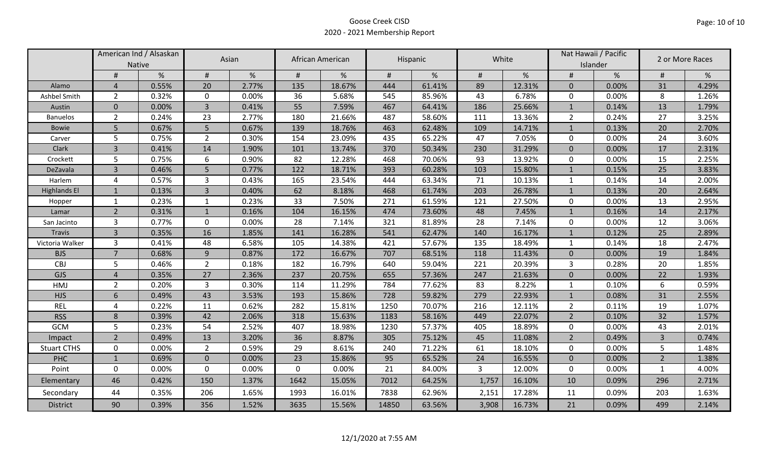Goose Creek CISD
2020 - 2021 Membership Report

| | American Ind / Alsaskan Native | | Asian | | African American | | Hispanic | | White | | Nat Hawaii / Pacific Islander | | 2 or More Races | |
|---|---|---|---|---|---|---|---|---|---|---|---|---|---|---|
| | # | % | # | % | # | % | # | % | # | % | # | % | # | % |
| Alamo | 4 | 0.55% | 20 | 2.77% | 135 | 18.67% | 444 | 61.41% | 89 | 12.31% | 0 | 0.00% | 31 | 4.29% |
| Ashbel Smith | 2 | 0.32% | 0 | 0.00% | 36 | 5.68% | 545 | 85.96% | 43 | 6.78% | 0 | 0.00% | 8 | 1.26% |
| Austin | 0 | 0.00% | 3 | 0.41% | 55 | 7.59% | 467 | 64.41% | 186 | 25.66% | 1 | 0.14% | 13 | 1.79% |
| Banuelos | 2 | 0.24% | 23 | 2.77% | 180 | 21.66% | 487 | 58.60% | 111 | 13.36% | 2 | 0.24% | 27 | 3.25% |
| Bowie | 5 | 0.67% | 5 | 0.67% | 139 | 18.76% | 463 | 62.48% | 109 | 14.71% | 1 | 0.13% | 20 | 2.70% |
| Carver | 5 | 0.75% | 2 | 0.30% | 154 | 23.09% | 435 | 65.22% | 47 | 7.05% | 0 | 0.00% | 24 | 3.60% |
| Clark | 3 | 0.41% | 14 | 1.90% | 101 | 13.74% | 370 | 50.34% | 230 | 31.29% | 0 | 0.00% | 17 | 2.31% |
| Crockett | 5 | 0.75% | 6 | 0.90% | 82 | 12.28% | 468 | 70.06% | 93 | 13.92% | 0 | 0.00% | 15 | 2.25% |
| DeZavala | 3 | 0.46% | 5 | 0.77% | 122 | 18.71% | 393 | 60.28% | 103 | 15.80% | 1 | 0.15% | 25 | 3.83% |
| Harlem | 4 | 0.57% | 3 | 0.43% | 165 | 23.54% | 444 | 63.34% | 71 | 10.13% | 1 | 0.14% | 14 | 2.00% |
| Highlands El | 1 | 0.13% | 3 | 0.40% | 62 | 8.18% | 468 | 61.74% | 203 | 26.78% | 1 | 0.13% | 20 | 2.64% |
| Hopper | 1 | 0.23% | 1 | 0.23% | 33 | 7.50% | 271 | 61.59% | 121 | 27.50% | 0 | 0.00% | 13 | 2.95% |
| Lamar | 2 | 0.31% | 1 | 0.16% | 104 | 16.15% | 474 | 73.60% | 48 | 7.45% | 1 | 0.16% | 14 | 2.17% |
| San Jacinto | 3 | 0.77% | 0 | 0.00% | 28 | 7.14% | 321 | 81.89% | 28 | 7.14% | 0 | 0.00% | 12 | 3.06% |
| Travis | 3 | 0.35% | 16 | 1.85% | 141 | 16.28% | 541 | 62.47% | 140 | 16.17% | 1 | 0.12% | 25 | 2.89% |
| Victoria Walker | 3 | 0.41% | 48 | 6.58% | 105 | 14.38% | 421 | 57.67% | 135 | 18.49% | 1 | 0.14% | 18 | 2.47% |
| BJS | 7 | 0.68% | 9 | 0.87% | 172 | 16.67% | 707 | 68.51% | 118 | 11.43% | 0 | 0.00% | 19 | 1.84% |
| CBJ | 5 | 0.46% | 2 | 0.18% | 182 | 16.79% | 640 | 59.04% | 221 | 20.39% | 3 | 0.28% | 20 | 1.85% |
| GJS | 4 | 0.35% | 27 | 2.36% | 237 | 20.75% | 655 | 57.36% | 247 | 21.63% | 0 | 0.00% | 22 | 1.93% |
| HMJ | 2 | 0.20% | 3 | 0.30% | 114 | 11.29% | 784 | 77.62% | 83 | 8.22% | 1 | 0.10% | 6 | 0.59% |
| HJS | 6 | 0.49% | 43 | 3.53% | 193 | 15.86% | 728 | 59.82% | 279 | 22.93% | 1 | 0.08% | 31 | 2.55% |
| REL | 4 | 0.22% | 11 | 0.62% | 282 | 15.81% | 1250 | 70.07% | 216 | 12.11% | 2 | 0.11% | 19 | 1.07% |
| RSS | 8 | 0.39% | 42 | 2.06% | 318 | 15.63% | 1183 | 58.16% | 449 | 22.07% | 2 | 0.10% | 32 | 1.57% |
| GCM | 5 | 0.23% | 54 | 2.52% | 407 | 18.98% | 1230 | 57.37% | 405 | 18.89% | 0 | 0.00% | 43 | 2.01% |
| Impact | 2 | 0.49% | 13 | 3.20% | 36 | 8.87% | 305 | 75.12% | 45 | 11.08% | 2 | 0.49% | 3 | 0.74% |
| Stuart CTHS | 0 | 0.00% | 2 | 0.59% | 29 | 8.61% | 240 | 71.22% | 61 | 18.10% | 0 | 0.00% | 5 | 1.48% |
| PHC | 1 | 0.69% | 0 | 0.00% | 23 | 15.86% | 95 | 65.52% | 24 | 16.55% | 0 | 0.00% | 2 | 1.38% |
| Point | 0 | 0.00% | 0 | 0.00% | 0 | 0.00% | 21 | 84.00% | 3 | 12.00% | 0 | 0.00% | 1 | 4.00% |
| Elementary | 46 | 0.42% | 150 | 1.37% | 1642 | 15.05% | 7012 | 64.25% | 1,757 | 16.10% | 10 | 0.09% | 296 | 2.71% |
| Secondary | 44 | 0.35% | 206 | 1.65% | 1993 | 16.01% | 7838 | 62.96% | 2,151 | 17.28% | 11 | 0.09% | 203 | 1.63% |
| District | 90 | 0.39% | 356 | 1.52% | 3635 | 15.56% | 14850 | 63.56% | 3,908 | 16.73% | 21 | 0.09% | 499 | 2.14% |

12/1/2020 at 7:55 AM